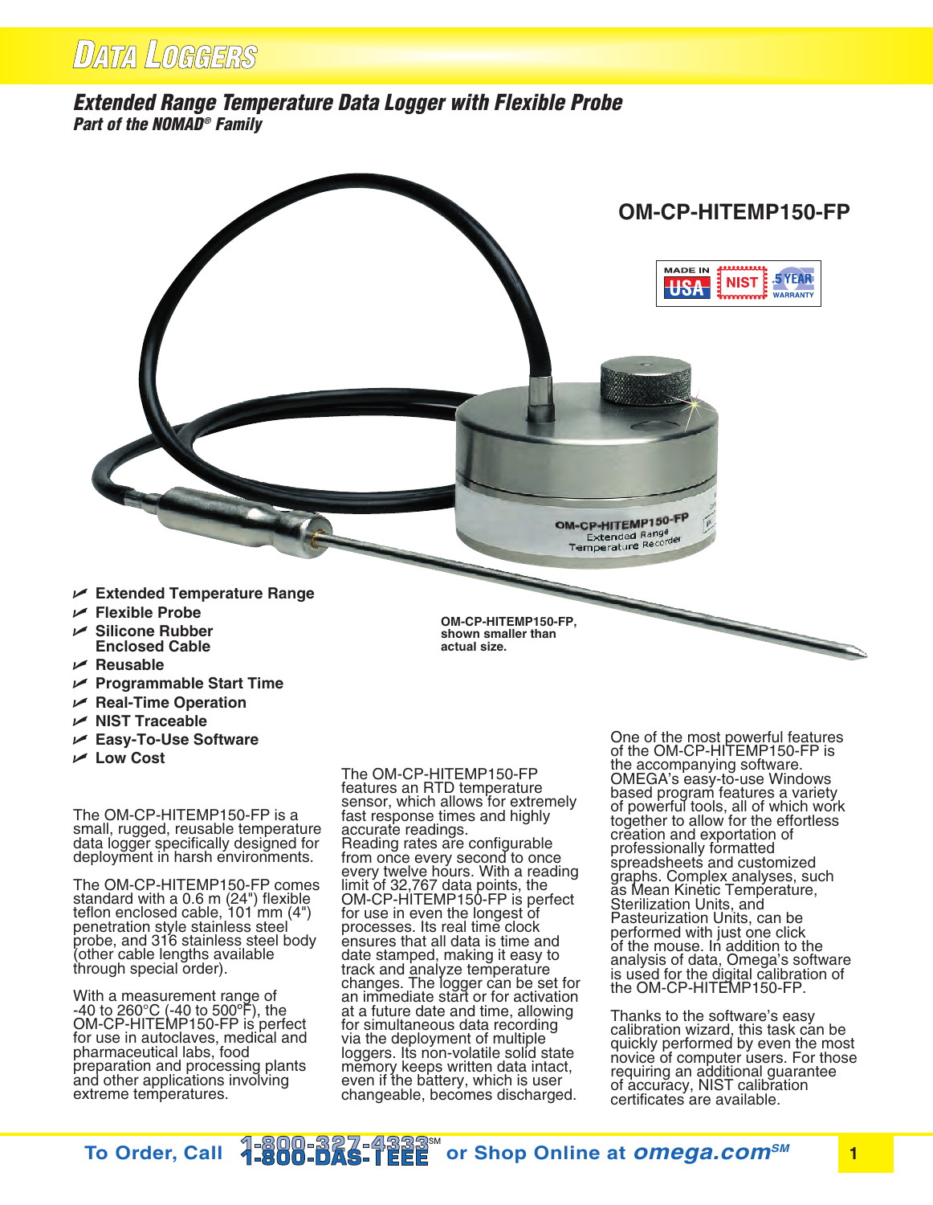# Data Loggers

## *Extended Range Temperature Data Logger with Flexible Probe*

***Part of the NOMAD® Family***

**OM-CP-HITEMP150-FP**

MADE IN USA | NIST | 5 YEAR WARRANTY

**OM-CP-HITEMP150-FP, shown smaller than actual size.**

- **Extended Temperature Range**
- **Flexible Probe**
- **Silicone Rubber Enclosed Cable**
- **Reusable**
- **Programmable Start Time**
- **Real-Time Operation**
- **NIST Traceable**
- **Easy-To-Use Software**
- **Low Cost**

The OM-CP-HITEMP150-FP is a small, rugged, reusable temperature data logger specifically designed for deployment in harsh environments.

The OM-CP-HITEMP150-FP comes standard with a 0.6 m (24") flexible teflon enclosed cable, 101 mm (4") penetration style stainless steel probe, and 316 stainless steel body (other cable lengths available through special order).

With a measurement range of -40 to 260°C (-40 to 500°F), the OM-CP-HITEMP150-FP is perfect for use in autoclaves, medical and pharmaceutical labs, food preparation and processing plants and other applications involving extreme temperatures.

The OM-CP-HITEMP150-FP features an RTD temperature sensor, which allows for extremely fast response times and highly accurate readings.

Reading rates are configurable from once every second to once every twelve hours. With a reading limit of 32,767 data points, the OM-CP-HITEMP150-FP is perfect for use in even the longest of processes. Its real time clock ensures that all data is time and date stamped, making it easy to track and analyze temperature changes. The logger can be set for an immediate start or for activation at a future date and time, allowing for simultaneous data recording via the deployment of multiple loggers. Its non-volatile solid state memory keeps written data intact, even if the battery, which is user changeable, becomes discharged.

One of the most powerful features of the OM-CP-HITEMP150-FP is the accompanying software. OMEGA's easy-to-use Windows based program features a variety of powerful tools, all of which work together to allow for the effortless creation and exportation of professionally formatted spreadsheets and customized graphs. Complex analyses, such as Mean Kinetic Temperature, Sterilization Units, and Pasteurization Units, can be performed with just one click of the mouse. In addition to the analysis of data, Omega's software is used for the digital calibration of the OM-CP-HITEMP150-FP.

Thanks to the software's easy calibration wizard, this task can be quickly performed by even the most novice of computer users. For those requiring an additional guarantee of accuracy, NIST calibration certificates are available.

**To Order, Call 1-800-327-4333℠ 1-800-DAS-IEEE or Shop Online at *omega.com℠***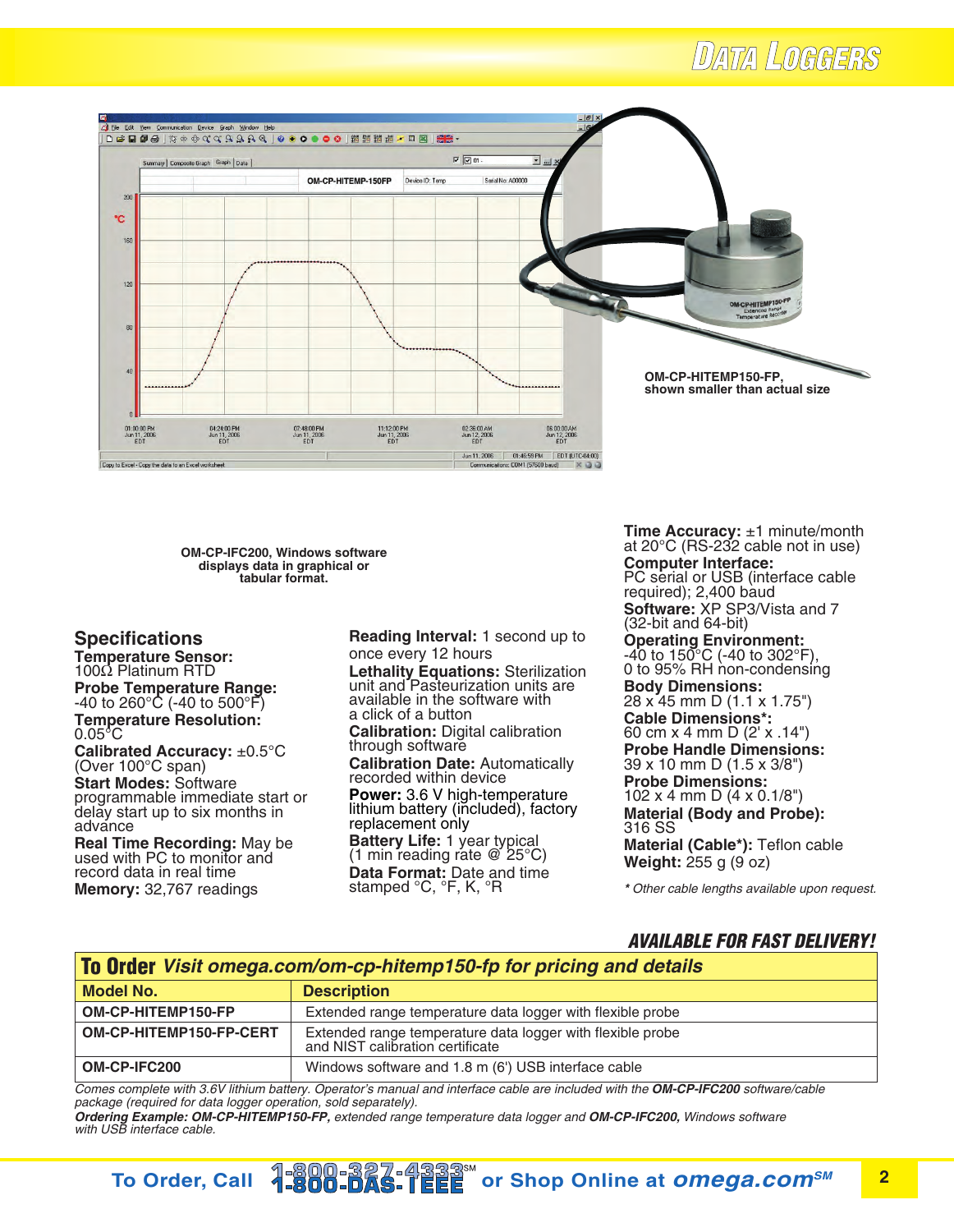OM-CP-HITEMP150-FP, shown smaller than actual size

OM-CP-IFC200, Windows software displays data in graphical or tabular format.

## Specifications

**Temperature Sensor:** 100Ω Platinum RTD
**Probe Temperature Range:** -40 to 260°C (-40 to 500°F)
**Temperature Resolution:** 0.05°C
**Calibrated Accuracy:** ±0.5°C (Over 100°C span)
**Start Modes:** Software programmable immediate start or delay start up to six months in advance
**Real Time Recording:** May be used with PC to monitor and record data in real time
**Memory:** 32,767 readings
**Reading Interval:** 1 second up to once every 12 hours
**Lethality Equations:** Sterilization unit and Pasteurization units are available in the software with a click of a button
**Calibration:** Digital calibration through software
**Calibration Date:** Automatically recorded within device
**Power:** 3.6 V high-temperature lithium battery (included), factory replacement only
**Battery Life:** 1 year typical (1 min reading rate @ 25°C)
**Data Format:** Date and time stamped °C, °F, K, °R
**Time Accuracy:** ±1 minute/month at 20°C (RS-232 cable not in use)
**Computer Interface:** PC serial or USB (interface cable required); 2,400 baud
**Software:** XP SP3/Vista and 7 (32-bit and 64-bit)
**Operating Environment:** -40 to 150°C (-40 to 302°F), 0 to 95% RH non-condensing
**Body Dimensions:** 28 x 45 mm D (1.1 x 1.75")
**Cable Dimensions*:** 60 cm x 4 mm D (2' x .14")
**Probe Handle Dimensions:** 39 x 10 mm D (1.5 x 3/8")
**Probe Dimensions:** 102 x 4 mm D (4 x 0.1/8")
**Material (Body and Probe):** 316 SS
**Material (Cable*):** Teflon cable
**Weight:** 255 g (9 oz)

*\* Other cable lengths available upon request.*

**AVAILABLE FOR FAST DELIVERY!**

**To Order** *Visit omega.com/om-cp-hitemp150-fp for pricing and details*

| Model No. | Description |
|---|---|
| OM-CP-HITEMP150-FP | Extended range temperature data logger with flexible probe |
| OM-CP-HITEMP150-FP-CERT | Extended range temperature data logger with flexible probe and NIST calibration certificate |
| OM-CP-IFC200 | Windows software and 1.8 m (6') USB interface cable |

*Comes complete with 3.6V lithium battery. Operator's manual and interface cable are included with the **OM-CP-IFC200** software/cable package (required for data logger operation, sold separately).*
***Ordering Example: OM-CP-HITEMP150-FP,** extended range temperature data logger and **OM-CP-IFC200,** Windows software with USB interface cable.*